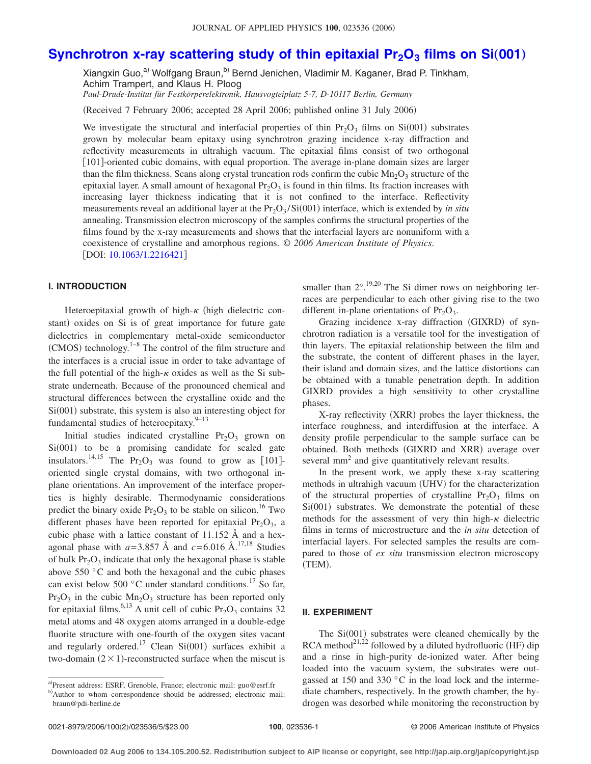# Synchrotron x-ray scattering study of thin epitaxial $Pr_2O_3$ films on Si(001)

Xiangxin Guo,[a] Wolfgang Braun,[b] Bernd Jenichen, Vladimir M. Kaganer, Brad P. Tinkham, Achim Trampert, and Klaus H. Ploog

*Paul-Drude-Institut für Festkörperelektronik, Hausvogteiplatz 5-7, D-10117 Berlin, Germany*

(Received 7 February 2006; accepted 28 April 2006; published online 31 July 2006)

We investigate the structural and interfacial properties of thin $Pr_2O_3$ films on Si(001) substrates grown by molecular beam epitaxy using synchrotron grazing incidence x-ray diffraction and reflectivity measurements in ultrahigh vacuum. The epitaxial films consist of two orthogonal [101]-oriented cubic domains, with equal proportion. The average in-plane domain sizes are larger than the film thickness. Scans along crystal truncation rods confirm the cubic $Mn_2O_3$ structure of the epitaxial layer. A small amount of hexagonal $Pr_2O_3$ is found in thin films. Its fraction increases with increasing layer thickness indicating that it is not confined to the interface. Reflectivity measurements reveal an additional layer at the $Pr_2O_3$/Si(001) interface, which is extended by *in situ* annealing. Transmission electron microscopy of the samples confirms the structural properties of the films found by the x-ray measurements and shows that the interfacial layers are nonuniform with a coexistence of crystalline and amorphous regions. *© 2006 American Institute of Physics*. [DOI: 10.1063/1.2216421]

## I. INTRODUCTION

Heteroepitaxial growth of high-$\kappa$ (high dielectric constant) oxides on Si is of great importance for future gate dielectrics in complementary metal-oxide semiconductor (CMOS) technology.[1–8] The control of the film structure and the interfaces is a crucial issue in order to take advantage of the full potential of the high-$\kappa$ oxides as well as the Si substrate underneath. Because of the pronounced chemical and structural differences between the crystalline oxide and the Si(001) substrate, this system is also an interesting object for fundamental studies of heteroepitaxy.[9–13]

Initial studies indicated crystalline $Pr_2O_3$ grown on Si(001) to be a promising candidate for scaled gate insulators.[14,15] The $Pr_2O_3$ was found to grow as [101]-oriented single crystal domains, with two orthogonal in-plane orientations. An improvement of the interface properties is highly desirable. Thermodynamic considerations predict the binary oxide $Pr_2O_3$ to be stable on silicon.[16] Two different phases have been reported for epitaxial $Pr_2O_3$, a cubic phase with a lattice constant of 11.152 Å and a hexagonal phase with $a=3.857$ Å and $c=6.016$ Å.[17,18] Studies of bulk $Pr_2O_3$ indicate that only the hexagonal phase is stable above 550 °C and both the hexagonal and the cubic phases can exist below 500 °C under standard conditions.[17] So far, $Pr_2O_3$ in the cubic $Mn_2O_3$ structure has been reported only for epitaxial films.[6,13] A unit cell of cubic $Pr_2O_3$ contains 32 metal atoms and 48 oxygen atoms arranged in a double-edge fluorite structure with one-fourth of the oxygen sites vacant and regularly ordered.[17] Clean Si(001) surfaces exhibit a two-domain $(2\times1)$-reconstructed surface when the miscut is smaller than 2°.[19,20] The Si dimer rows on neighboring terraces are perpendicular to each other giving rise to the two different in-plane orientations of $Pr_2O_3$.

Grazing incidence x-ray diffraction (GIXRD) of synchrotron radiation is a versatile tool for the investigation of thin layers. The epitaxial relationship between the film and the substrate, the content of different phases in the layer, their island and domain sizes, and the lattice distortions can be obtained with a tunable penetration depth. In addition GIXRD provides a high sensitivity to other crystalline phases.

X-ray reflectivity (XRR) probes the layer thickness, the interface roughness, and interdiffusion at the interface. A density profile perpendicular to the sample surface can be obtained. Both methods (GIXRD and XRR) average over several $mm^2$ and give quantitatively relevant results.

In the present work, we apply these x-ray scattering methods in ultrahigh vacuum (UHV) for the characterization of the structural properties of crystalline $Pr_2O_3$ films on Si(001) substrates. We demonstrate the potential of these methods for the assessment of very thin high-$\kappa$ dielectric films in terms of microstructure and the *in situ* detection of interfacial layers. For selected samples the results are compared to those of *ex situ* transmission electron microscopy (TEM).

## II. EXPERIMENT

The Si(001) substrates were cleaned chemically by the RCA method[21,22] followed by a diluted hydrofluoric (HF) dip and a rinse in high-purity de-ionized water. After being loaded into the vacuum system, the substrates were outgassed at 150 and 330 °C in the load lock and the intermediate chambers, respectively. In the growth chamber, the hydrogen was desorbed while monitoring the reconstruction by

[a]Present address: ESRF, Grenoble, France; electronic mail: guo@esrf.fr

[b]Author to whom correspondence should be addressed; electronic mail: braun@pdi-berline.de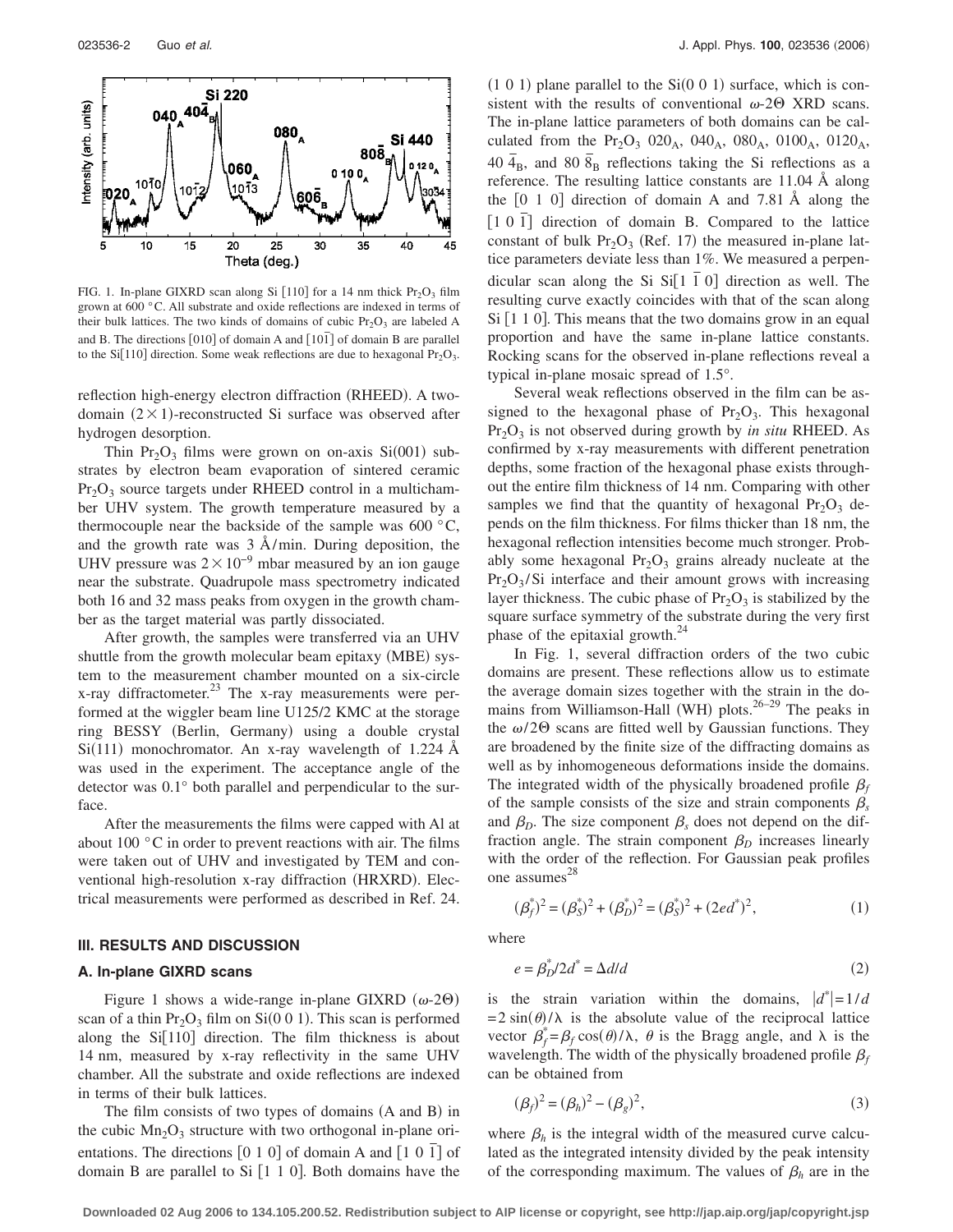FIG. 1. In-plane GIXRD scan along Si [110] for a 14 nm thick $Pr_2O_3$ film grown at 600 °C. All substrate and oxide reflections are indexed in terms of their bulk lattices. The two kinds of domains of cubic $Pr_2O_3$ are labeled A and B. The directions [010] of domain A and [$10\bar{1}$] of domain B are parallel to the Si[110] direction. Some weak reflections are due to hexagonal $Pr_2O_3$.

reflection high-energy electron diffraction (RHEED). A two-domain (2×1)-reconstructed Si surface was observed after hydrogen desorption.

Thin $Pr_2O_3$ films were grown on on-axis Si(001) substrates by electron beam evaporation of sintered ceramic $Pr_2O_3$ source targets under RHEED control in a multichamber UHV system. The growth temperature measured by a thermocouple near the backside of the sample was 600 °C, and the growth rate was 3 Å/min. During deposition, the UHV pressure was $2\times10^{-9}$ mbar measured by an ion gauge near the substrate. Quadrupole mass spectrometry indicated both 16 and 32 mass peaks from oxygen in the growth chamber as the target material was partly dissociated.

After growth, the samples were transferred via an UHV shuttle from the growth molecular beam epitaxy (MBE) system to the measurement chamber mounted on a six-circle x-ray diffractometer.[23] The x-ray measurements were performed at the wiggler beam line U125/2 KMC at the storage ring BESSY (Berlin, Germany) using a double crystal Si(111) monochromator. An x-ray wavelength of 1.224 Å was used in the experiment. The acceptance angle of the detector was 0.1° both parallel and perpendicular to the surface.

After the measurements the films were capped with Al at about 100 °C in order to prevent reactions with air. The films were taken out of UHV and investigated by TEM and conventional high-resolution x-ray diffraction (HRXRD). Electrical measurements were performed as described in Ref. 24.

## III. RESULTS AND DISCUSSION

### A. In-plane GIXRD scans

Figure 1 shows a wide-range in-plane GIXRD ($\omega$-2$\Theta$) scan of a thin $Pr_2O_3$ film on Si(0 0 1). This scan is performed along the Si[110] direction. The film thickness is about 14 nm, measured by x-ray reflectivity in the same UHV chamber. All the substrate and oxide reflections are indexed in terms of their bulk lattices.

The film consists of two types of domains (A and B) in the cubic $Mn_2O_3$ structure with two orthogonal in-plane orientations. The directions [0 1 0] of domain A and [$1\ 0\ \bar{1}$] of domain B are parallel to Si [1 1 0]. Both domains have the (1 0 1) plane parallel to the Si(0 0 1) surface, which is consistent with the results of conventional $\omega$-2$\Theta$ XRD scans. The in-plane lattice parameters of both domains can be calculated from the $Pr_2O_3$ $020_A$, $040_A$, $080_A$, $0100_A$, $0120_A$, $40\bar{4}_B$, and $80\bar{8}_B$ reflections taking the Si reflections as a reference. The resulting lattice constants are 11.04 Å along the [0 1 0] direction of domain A and 7.81 Å along the [$1\ 0\ \bar{1}$] direction of domain B. Compared to the lattice constant of bulk $Pr_2O_3$ (Ref. 17) the measured in-plane lattice parameters deviate less than 1%. We measured a perpendicular scan along the Si Si[$1\ \bar{1}\ 0$] direction as well. The resulting curve exactly coincides with that of the scan along Si [1 1 0]. This means that the two domains grow in an equal proportion and have the same in-plane lattice constants. Rocking scans for the observed in-plane reflections reveal a typical in-plane mosaic spread of 1.5°.

Several weak reflections observed in the film can be assigned to the hexagonal phase of $Pr_2O_3$. This hexagonal $Pr_2O_3$ is not observed during growth by *in situ* RHEED. As confirmed by x-ray measurements with different penetration depths, some fraction of the hexagonal phase exists throughout the entire film thickness of 14 nm. Comparing with other samples we find that the quantity of hexagonal $Pr_2O_3$ depends on the film thickness. For films thicker than 18 nm, the hexagonal reflection intensities become much stronger. Probably some hexagonal $Pr_2O_3$ grains already nucleate at the $Pr_2O_3$/Si interface and their amount grows with increasing layer thickness. The cubic phase of $Pr_2O_3$ is stabilized by the square surface symmetry of the substrate during the very first phase of the epitaxial growth.[24]

In Fig. 1, several diffraction orders of the two cubic domains are present. These reflections allow us to estimate the average domain sizes together with the strain in the domains from Williamson-Hall (WH) plots.[26–29] The peaks in the $\omega$/2$\Theta$ scans are fitted well by Gaussian functions. They are broadened by the finite size of the diffracting domains as well as by inhomogeneous deformations inside the domains. The integrated width of the physically broadened profile $\beta_f$ of the sample consists of the size and strain components $\beta_s$ and $\beta_D$. The size component $\beta_s$ does not depend on the diffraction angle. The strain component $\beta_D$ increases linearly with the order of the reflection. For Gaussian peak profiles one assumes[28]

$$(\beta_f^*)^2 = (\beta_S^*)^2 + (\beta_D^*)^2 = (\beta_S^*)^2 + (2ed^*)^2, \tag{1}$$

where

$$e = \beta_D^*/2d^* = \Delta d/d \tag{2}$$

is the strain variation within the domains, $|d^*| = 1/d = 2\sin(\theta)/\lambda$ is the absolute value of the reciprocal lattice vector $\beta_f^* = \beta_f\cos(\theta)/\lambda$, $\theta$ is the Bragg angle, and $\lambda$ is the wavelength. The width of the physically broadened profile $\beta_f$ can be obtained from

$$(\beta_f)^2 = (\beta_h)^2 - (\beta_g)^2, \tag{3}$$

where $\beta_h$ is the integral width of the measured curve calculated as the integrated intensity divided by the peak intensity of the corresponding maximum. The values of $\beta_h$ are in the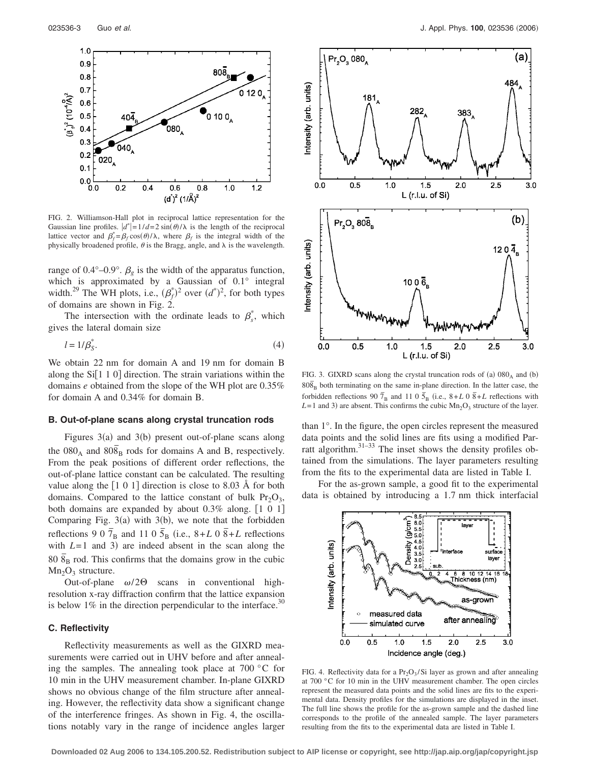FIG. 2. Williamson-Hall plot in reciprocal lattice representation for the Gaussian line profiles. $|d^*|=1/d=2\sin(\theta)/\lambda$ is the length of the reciprocal lattice vector and $\beta_f^*=\beta_f\cos(\theta)/\lambda$, where $\beta_f$ is the integral width of the physically broadened profile, $\theta$ is the Bragg, angle, and $\lambda$ is the wavelength.

range of 0.4°–0.9°. $\beta_g$ is the width of the apparatus function, which is approximated by a Gaussian of 0.1° integral width.[29] The WH plots, i.e., $(\beta_f^*)^2$ over $(d^*)^2$, for both types of domains are shown in Fig. 2.

The intersection with the ordinate leads to $\beta_s^*$, which gives the lateral domain size

$$l = 1/\beta_S^*. \tag{4}$$

We obtain 22 nm for domain A and 19 nm for domain B along the Si[1 1 0] direction. The strain variations within the domains $e$ obtained from the slope of the WH plot are 0.35% for domain A and 0.34% for domain B.

### B. Out-of-plane scans along crystal truncation rods

Figures 3(a) and 3(b) present out-of-plane scans along the $080_A$ and $80\bar{8}_B$ rods for domains A and B, respectively. From the peak positions of different order reflections, the out-of-plane lattice constant can be calculated. The resulting value along the [1 0 1] direction is close to 8.03 Å for both domains. Compared to the lattice constant of bulk $Pr_2O_3$, both domains are expanded by about 0.3% along. [1 0 1] Comparing Fig. 3(a) with 3(b), we note that the forbidden reflections $9\ 0\ \bar{7}_B$ and $11\ 0\ \bar{5}_B$ (i.e., $8+L\ 0\ \bar{8}+L$ reflections with $L=1$ and 3) are indeed absent in the scan along the $80\ \bar{8}_B$ rod. This confirms that the domains grow in the cubic $Mn_2O_3$ structure.

Out-of-plane $\omega/2\Theta$ scans in conventional high-resolution x-ray diffraction confirm that the lattice expansion is below 1% in the direction perpendicular to the interface.[30]

### C. Reflectivity

Reflectivity measurements as well as the GIXRD measurements were carried out in UHV before and after annealing the samples. The annealing took place at 700 °C for 10 min in the UHV measurement chamber. In-plane GIXRD shows no obvious change of the film structure after annealing. However, the reflectivity data show a significant change of the interference fringes. As shown in Fig. 4, the oscillations notably vary in the range of incidence angles larger than 1°. In the figure, the open circles represent the measured data points and the solid lines are fits using a modified Parratt algorithm.[31–33] The inset shows the density profiles obtained from the simulations. The layer parameters resulting from the fits to the experimental data are listed in Table I.

FIG. 3. GIXRD scans along the crystal truncation rods of (a) $080_A$ and (b) $80\bar{8}_B$ both terminating on the same in-plane direction. In the latter case, the forbidden reflections $90\ \bar{7}_B$ and $11\ 0\ \bar{5}_B$ (i.e., $8+L\ 0\ \bar{8}+L$ reflections with $L=1$ and 3) are absent. This confirms the cubic $Mn_2O_3$ structure of the layer.

For the as-grown sample, a good fit to the experimental data is obtained by introducing a 1.7 nm thick interfacial

FIG. 4. Reflectivity data for a $Pr_2O_3$/Si layer as grown and after annealing at 700 °C for 10 min in the UHV measurement chamber. The open circles represent the measured data points and the solid lines are fits to the experimental data. Density profiles for the simulations are displayed in the inset. The full line shows the profile for the as-grown sample and the dashed line corresponds to the profile of the annealed sample. The layer parameters resulting from the fits to the experimental data are listed in Table I.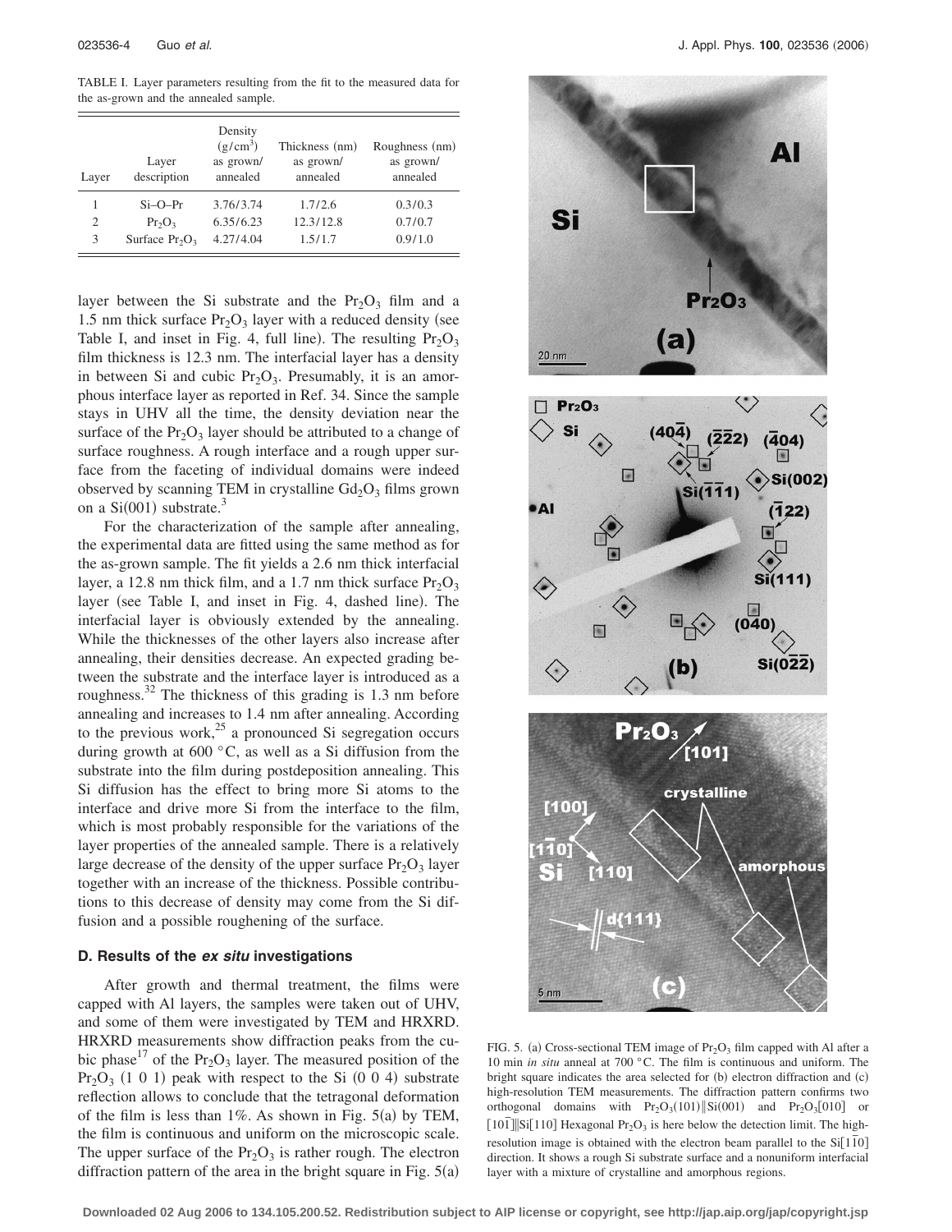TABLE I. Layer parameters resulting from the fit to the measured data for the as-grown and the annealed sample.

| Layer | Layer description | Density ($g/cm^3$) as grown/ annealed | Thickness (nm) as grown/ annealed | Roughness (nm) as grown/ annealed |
|---|---|---|---|---|
| 1 | Si–O–Pr | 3.76/3.74 | 1.7/2.6 | 0.3/0.3 |
| 2 | $Pr_2O_3$ | 6.35/6.23 | 12.3/12.8 | 0.7/0.7 |
| 3 | Surface $Pr_2O_3$ | 4.27/4.04 | 1.5/1.7 | 0.9/1.0 |

layer between the Si substrate and the $Pr_2O_3$ film and a 1.5 nm thick surface $Pr_2O_3$ layer with a reduced density (see Table I, and inset in Fig. 4, full line). The resulting $Pr_2O_3$ film thickness is 12.3 nm. The interfacial layer has a density in between Si and cubic $Pr_2O_3$. Presumably, it is an amorphous interface layer as reported in Ref. 34. Since the sample stays in UHV all the time, the density deviation near the surface of the $Pr_2O_3$ layer should be attributed to a change of surface roughness. A rough interface and a rough upper surface from the faceting of individual domains were indeed observed by scanning TEM in crystalline $Gd_2O_3$ films grown on a Si(001) substrate.[3]

For the characterization of the sample after annealing, the experimental data are fitted using the same method as for the as-grown sample. The fit yields a 2.6 nm thick interfacial layer, a 12.8 nm thick film, and a 1.7 nm thick surface $Pr_2O_3$ layer (see Table I, and inset in Fig. 4, dashed line). The interfacial layer is obviously extended by the annealing. While the thicknesses of the other layers also increase after annealing, their densities decrease. An expected grading between the substrate and the interface layer is introduced as a roughness.[32] The thickness of this grading is 1.3 nm before annealing and increases to 1.4 nm after annealing. According to the previous work,[25] a pronounced Si segregation occurs during growth at 600 °C, as well as a Si diffusion from the substrate into the film during postdeposition annealing. This Si diffusion has the effect to bring more Si atoms to the interface and drive more Si from the interface to the film, which is most probably responsible for the variations of the layer properties of the annealed sample. There is a relatively large decrease of the density of the upper surface $Pr_2O_3$ layer together with an increase of the thickness. Possible contributions to this decrease of density may come from the Si diffusion and a possible roughening of the surface.

### D. Results of the *ex situ* investigations

After growth and thermal treatment, the films were capped with Al layers, the samples were taken out of UHV, and some of them were investigated by TEM and HRXRD. HRXRD measurements show diffraction peaks from the cubic phase[17] of the $Pr_2O_3$ layer. The measured position of the $Pr_2O_3$ (1 0 1) peak with respect to the Si (0 0 4) substrate reflection allows to conclude that the tetragonal deformation of the film is less than 1%. As shown in Fig. 5(a) by TEM, the film is continuous and uniform on the microscopic scale. The upper surface of the $Pr_2O_3$ is rather rough. The electron diffraction pattern of the area in the bright square in Fig. 5(a)

FIG. 5. (a) Cross-sectional TEM image of $Pr_2O_3$ film capped with Al after a 10 min *in situ* anneal at 700 °C. The film is continuous and uniform. The bright square indicates the area selected for (b) electron diffraction and (c) high-resolution TEM measurements. The diffraction pattern confirms two orthogonal domains with $Pr_2O_3(101)\|Si(001)$ and $Pr_2O_3[010]$ or $[10\bar{1}]\|Si[110]$ Hexagonal $Pr_2O_3$ is here below the detection limit. The high-resolution image is obtained with the electron beam parallel to the $Si[1\bar{1}0]$ direction. It shows a rough Si substrate surface and a nonuniform interfacial layer with a mixture of crystalline and amorphous regions.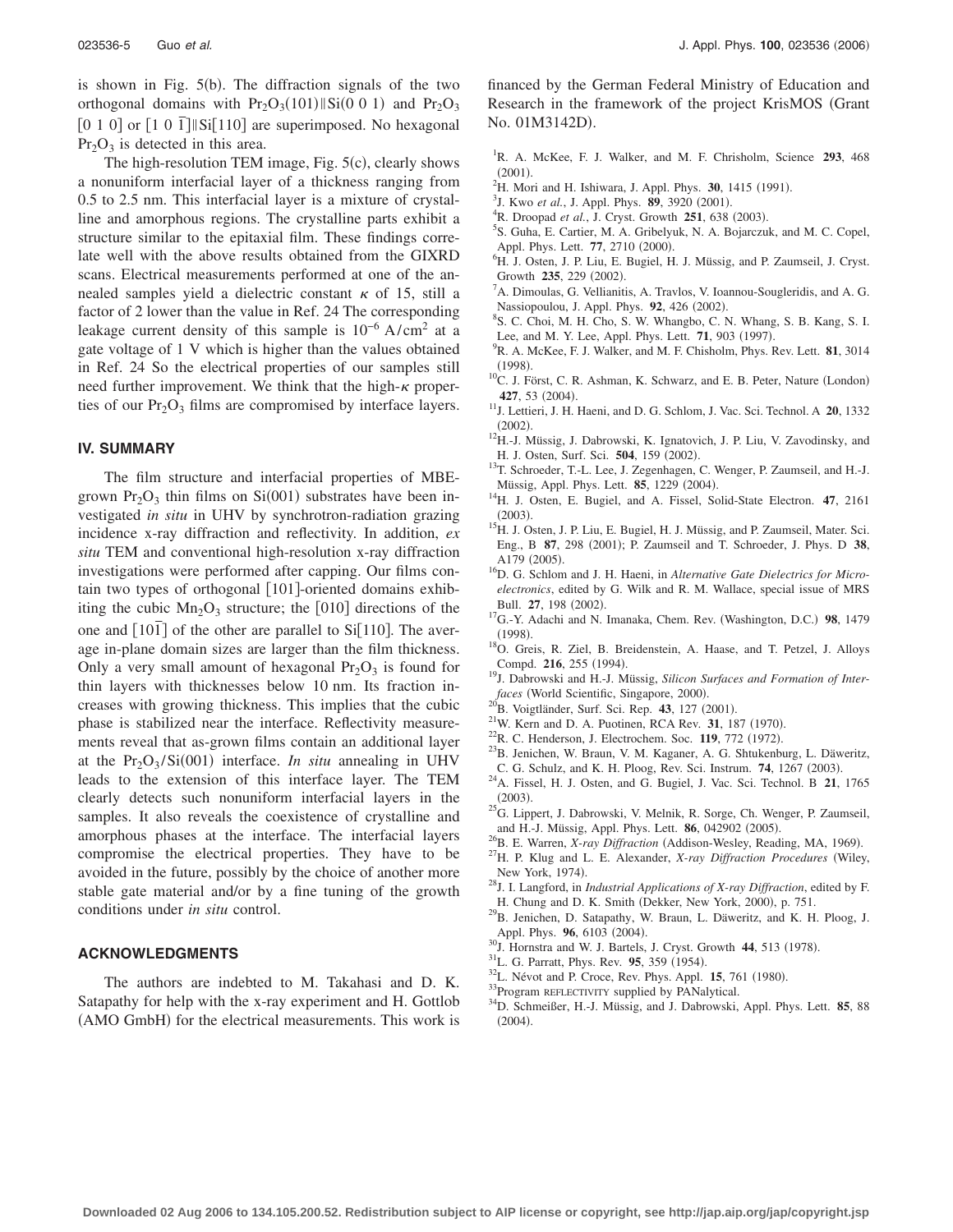is shown in Fig. 5(b). The diffraction signals of the two orthogonal domains with $Pr_2O_3(101) \| Si(0\,0\,1)$ and $Pr_2O_3$ $[0\,1\,0]$ or $[1\,0\,\bar{1}] \| Si[110]$ are superimposed. No hexagonal $Pr_2O_3$ is detected in this area.

The high-resolution TEM image, Fig. 5(c), clearly shows a nonuniform interfacial layer of a thickness ranging from 0.5 to 2.5 nm. This interfacial layer is a mixture of crystalline and amorphous regions. The crystalline parts exhibit a structure similar to the epitaxial film. These findings correlate well with the above results obtained from the GIXRD scans. Electrical measurements performed at one of the annealed samples yield a dielectric constant $\kappa$ of 15, still a factor of 2 lower than the value in Ref. 24 The corresponding leakage current density of this sample is $10^{-6}$ A/cm$^2$ at a gate voltage of 1 V which is higher than the values obtained in Ref. 24 So the electrical properties of our samples still need further improvement. We think that the high-$\kappa$ properties of our $Pr_2O_3$ films are compromised by interface layers.

## IV. SUMMARY

The film structure and interfacial properties of MBE-grown $Pr_2O_3$ thin films on Si(001) substrates have been investigated *in situ* in UHV by synchrotron-radiation grazing incidence x-ray diffraction and reflectivity. In addition, *ex situ* TEM and conventional high-resolution x-ray diffraction investigations were performed after capping. Our films contain two types of orthogonal [101]-oriented domains exhibiting the cubic $Mn_2O_3$ structure; the [010] directions of the one and $[10\bar{1}]$ of the other are parallel to Si[110]. The average in-plane domain sizes are larger than the film thickness. Only a very small amount of hexagonal $Pr_2O_3$ is found for thin layers with thicknesses below 10 nm. Its fraction increases with growing thickness. This implies that the cubic phase is stabilized near the interface. Reflectivity measurements reveal that as-grown films contain an additional layer at the $Pr_2O_3$/Si(001) interface. *In situ* annealing in UHV leads to the extension of this interface layer. The TEM clearly detects such nonuniform interfacial layers in the samples. It also reveals the coexistence of crystalline and amorphous phases at the interface. The interfacial layers compromise the electrical properties. They have to be avoided in the future, possibly by the choice of another more stable gate material and/or by a fine tuning of the growth conditions under *in situ* control.

## ACKNOWLEDGMENTS

The authors are indebted to M. Takahasi and D. K. Satapathy for help with the x-ray experiment and H. Gottlob (AMO GmbH) for the electrical measurements. This work is financed by the German Federal Ministry of Education and Research in the framework of the project KrisMOS (Grant No. 01M3142D).

[1] R. A. McKee, F. J. Walker, and M. F. Chrisholm, Science **293**, 468 (2001).
[2] H. Mori and H. Ishiwara, J. Appl. Phys. **30**, 1415 (1991).
[3] J. Kwo *et al.*, J. Appl. Phys. **89**, 3920 (2001).
[4] R. Droopad *et al.*, J. Cryst. Growth **251**, 638 (2003).
[5] S. Guha, E. Cartier, M. A. Gribelyuk, N. A. Bojarczuk, and M. C. Copel, Appl. Phys. Lett. **77**, 2710 (2000).
[6] H. J. Osten, J. P. Liu, E. Bugiel, H. J. Müssig, and P. Zaumseil, J. Cryst. Growth **235**, 229 (2002).
[7] A. Dimoulas, G. Vellianitis, A. Travlos, V. Ioannou-Sougleridis, and A. G. Nassiopoulou, J. Appl. Phys. **92**, 426 (2002).
[8] S. C. Choi, M. H. Cho, S. W. Whangbo, C. N. Whang, S. B. Kang, S. I. Lee, and M. Y. Lee, Appl. Phys. Lett. **71**, 903 (1997).
[9] R. A. McKee, F. J. Walker, and M. F. Chisholm, Phys. Rev. Lett. **81**, 3014 (1998).
[10] C. J. Först, C. R. Ashman, K. Schwarz, and E. B. Peter, Nature (London) **427**, 53 (2004).
[11] J. Lettieri, J. H. Haeni, and D. G. Schlom, J. Vac. Sci. Technol. A **20**, 1332 (2002).
[12] H.-J. Müssig, J. Dabrowski, K. Ignatovich, J. P. Liu, V. Zavodinsky, and H. J. Osten, Surf. Sci. **504**, 159 (2002).
[13] T. Schroeder, T.-L. Lee, J. Zegenhagen, C. Wenger, P. Zaumseil, and H.-J. Müssig, Appl. Phys. Lett. **85**, 1229 (2004).
[14] H. J. Osten, E. Bugiel, and A. Fissel, Solid-State Electron. **47**, 2161 (2003).
[15] H. J. Osten, J. P. Liu, E. Bugiel, H. J. Müssig, and P. Zaumseil, Mater. Sci. Eng., B **87**, 298 (2001); P. Zaumseil and T. Schroeder, J. Phys. D **38**, A179 (2005).
[16] D. G. Schlom and J. H. Haeni, in *Alternative Gate Dielectrics for Microelectronics*, edited by G. Wilk and R. M. Wallace, special issue of MRS Bull. **27**, 198 (2002).
[17] G.-Y. Adachi and N. Imanaka, Chem. Rev. (Washington, D.C.) **98**, 1479 (1998).
[18] O. Greis, R. Ziel, B. Breidenstein, A. Haase, and T. Petzel, J. Alloys Compd. **216**, 255 (1994).
[19] J. Dabrowski and H.-J. Müssig, *Silicon Surfaces and Formation of Interfaces* (World Scientific, Singapore, 2000).
[20] B. Voigtländer, Surf. Sci. Rep. **43**, 127 (2001).
[21] W. Kern and D. A. Puotinen, RCA Rev. **31**, 187 (1970).
[22] R. C. Henderson, J. Electrochem. Soc. **119**, 772 (1972).
[23] B. Jenichen, W. Braun, V. M. Kaganer, A. G. Shtukenburg, L. Däweritz, C. G. Schulz, and K. H. Ploog, Rev. Sci. Instrum. **74**, 1267 (2003).
[24] A. Fissel, H. J. Osten, and G. Bugiel, J. Vac. Sci. Technol. B **21**, 1765 (2003).
[25] G. Lippert, J. Dabrowski, V. Melnik, R. Sorge, Ch. Wenger, P. Zaumseil, and H.-J. Müssig, Appl. Phys. Lett. **86**, 042902 (2005).
[26] B. E. Warren, *X-ray Diffraction* (Addison-Wesley, Reading, MA, 1969).
[27] H. P. Klug and L. E. Alexander, *X-ray Diffraction Procedures* (Wiley, New York, 1974).
[28] J. I. Langford, in *Industrial Applications of X-ray Diffraction*, edited by F. H. Chung and D. K. Smith (Dekker, New York, 2000), p. 751.
[29] B. Jenichen, D. Satapathy, W. Braun, L. Däweritz, and K. H. Ploog, J. Appl. Phys. **96**, 6103 (2004).
[30] J. Hornstra and W. J. Bartels, J. Cryst. Growth **44**, 513 (1978).
[31] L. G. Parratt, Phys. Rev. **95**, 359 (1954).
[32] L. Névot and P. Croce, Rev. Phys. Appl. **15**, 761 (1980).
[33] Program REFLECTIVITY supplied by PANalytical.
[34] D. Schmeißer, H.-J. Müssig, and J. Dabrowski, Appl. Phys. Lett. **85**, 88 (2004).